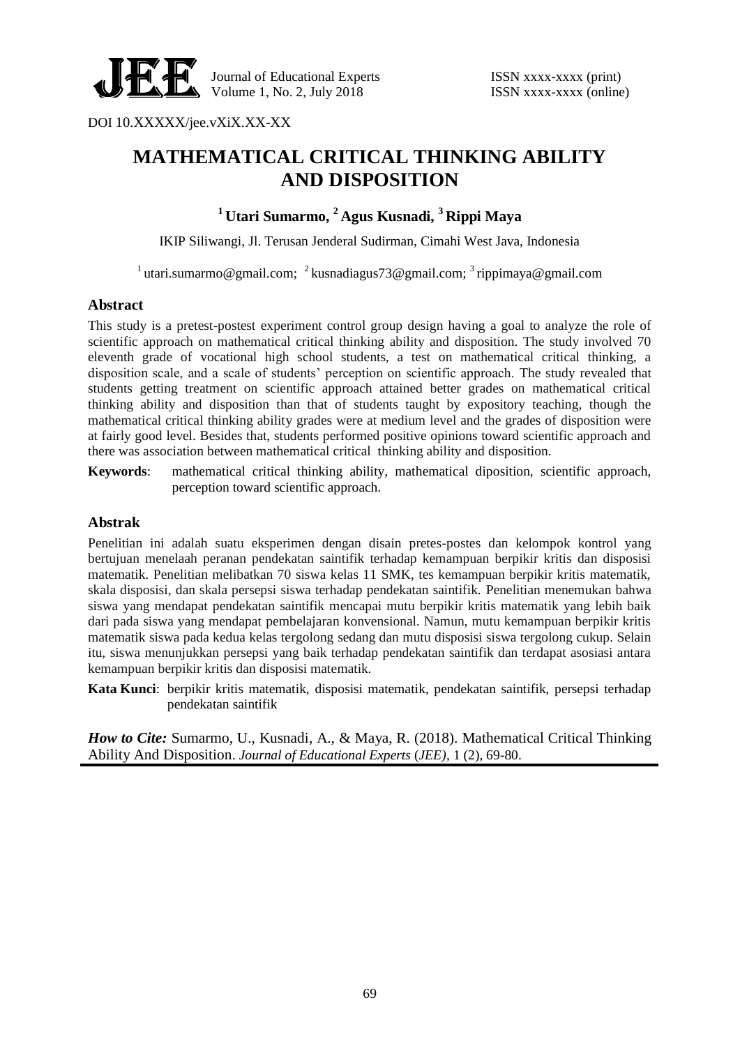DOI 10.XXXXX/jee.vXiX.XX-XX

# MATHEMATICAL CRITICAL THINKING ABILITY AND DISPOSITION

**[1] Utari Sumarmo, [2] Agus Kusnadi, [3] Rippi Maya**

IKIP Siliwangi, Jl. Terusan Jenderal Sudirman, Cimahi West Java, Indonesia

[1] utari.sumarmo@gmail.com; [2] kusnadiagus73@gmail.com; [3] rippimaya@gmail.com

## Abstract

This study is a pretest-postest experiment control group design having a goal to analyze the role of scientific approach on mathematical critical thinking ability and disposition. The study involved 70 eleventh grade of vocational high school students, a test on mathematical critical thinking, a disposition scale, and a scale of students' perception on scientific approach. The study revealed that students getting treatment on scientific approach attained better grades on mathematical critical thinking ability and disposition than that of students taught by expository teaching, though the mathematical critical thinking ability grades were at medium level and the grades of disposition were at fairly good level. Besides that, students performed positive opinions toward scientific approach and there was association between mathematical critical thinking ability and disposition.

**Keywords**: mathematical critical thinking ability, mathematical diposition, scientific approach, perception toward scientific approach.

## Abstrak

Penelitian ini adalah suatu eksperimen dengan disain pretes-postes dan kelompok kontrol yang bertujuan menelaah peranan pendekatan saintifik terhadap kemampuan berpikir kritis dan disposisi matematik. Penelitian melibatkan 70 siswa kelas 11 SMK, tes kemampuan berpikir kritis matematik, skala disposisi, dan skala persepsi siswa terhadap pendekatan saintifik. Penelitian menemukan bahwa siswa yang mendapat pendekatan saintifik mencapai mutu berpikir kritis matematik yang lebih baik dari pada siswa yang mendapat pembelajaran konvensional. Namun, mutu kemampuan berpikir kritis matematik siswa pada kedua kelas tergolong sedang dan mutu disposisi siswa tergolong cukup. Selain itu, siswa menunjukkan persepsi yang baik terhadap pendekatan saintifik dan terdapat asosiasi antara kemampuan berpikir kritis dan disposisi matematik.

**Kata Kunci**: berpikir kritis matematik, disposisi matematik, pendekatan saintifik, persepsi terhadap pendekatan saintifik

***How to Cite:*** Sumarmo, U., Kusnadi, A., & Maya, R. (2018). Mathematical Critical Thinking Ability And Disposition. *Journal of Educational Experts* (*JEE)*, 1 (2), 69-80.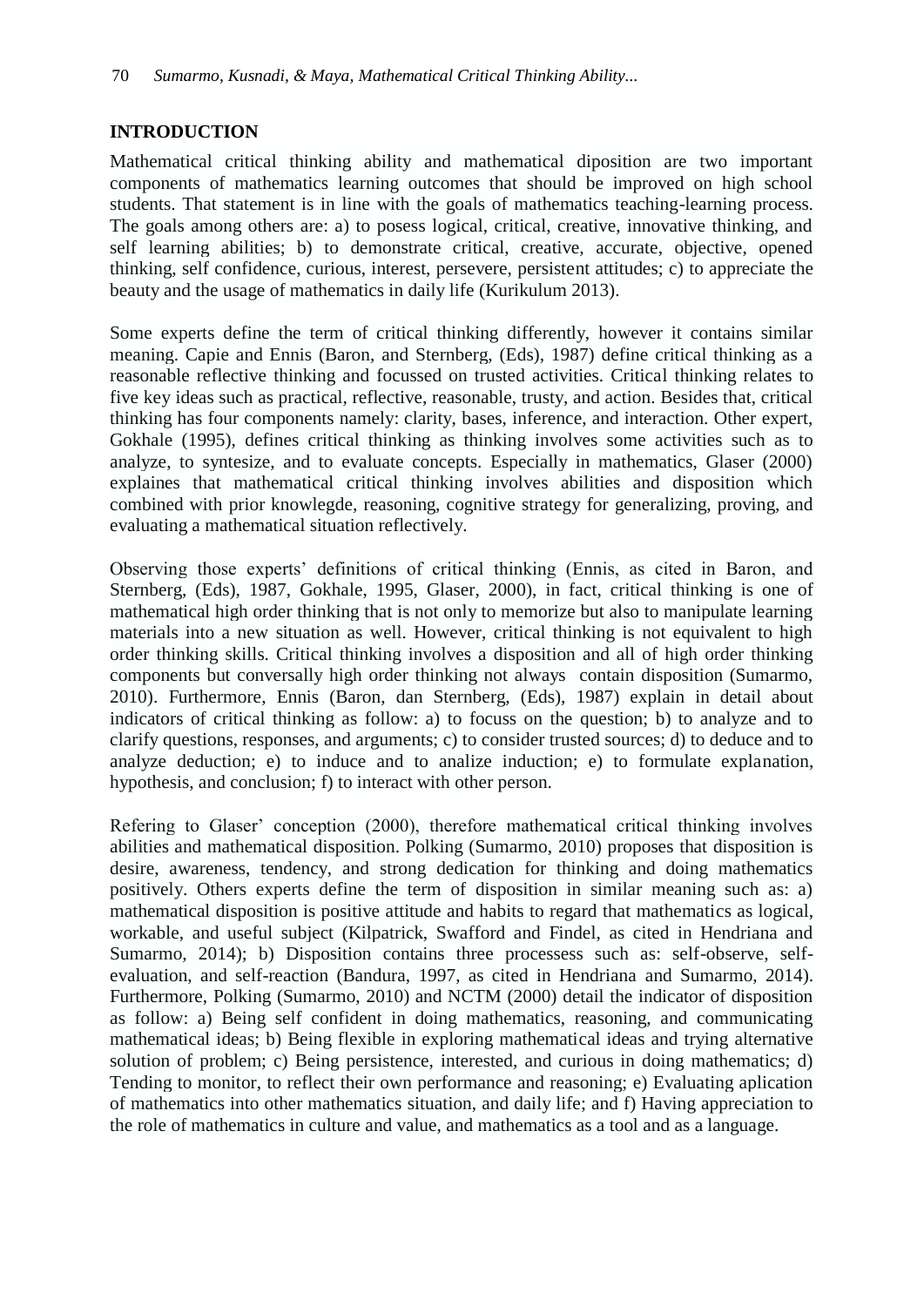## INTRODUCTION

Mathematical critical thinking ability and mathematical diposition are two important components of mathematics learning outcomes that should be improved on high school students. That statement is in line with the goals of mathematics teaching-learning process. The goals among others are: a) to posess logical, critical, creative, innovative thinking, and self learning abilities; b) to demonstrate critical, creative, accurate, objective, opened thinking, self confidence, curious, interest, persevere, persistent attitudes; c) to appreciate the beauty and the usage of mathematics in daily life (Kurikulum 2013).

Some experts define the term of critical thinking differently, however it contains similar meaning. Capie and Ennis (Baron, and Sternberg, (Eds), 1987) define critical thinking as a reasonable reflective thinking and focussed on trusted activities. Critical thinking relates to five key ideas such as practical, reflective, reasonable, trusty, and action. Besides that, critical thinking has four components namely: clarity, bases, inference, and interaction. Other expert, Gokhale (1995), defines critical thinking as thinking involves some activities such as to analyze, to syntesize, and to evaluate concepts. Especially in mathematics, Glaser (2000) explaines that mathematical critical thinking involves abilities and disposition which combined with prior knowlegde, reasoning, cognitive strategy for generalizing, proving, and evaluating a mathematical situation reflectively.

Observing those experts' definitions of critical thinking (Ennis, as cited in Baron, and Sternberg, (Eds), 1987, Gokhale, 1995, Glaser, 2000), in fact, critical thinking is one of mathematical high order thinking that is not only to memorize but also to manipulate learning materials into a new situation as well. However, critical thinking is not equivalent to high order thinking skills. Critical thinking involves a disposition and all of high order thinking components but conversally high order thinking not always contain disposition (Sumarmo, 2010). Furthermore, Ennis (Baron, dan Sternberg, (Eds), 1987) explain in detail about indicators of critical thinking as follow: a) to focuss on the question; b) to analyze and to clarify questions, responses, and arguments; c) to consider trusted sources; d) to deduce and to analyze deduction; e) to induce and to analize induction; e) to formulate explanation, hypothesis, and conclusion; f) to interact with other person.

Refering to Glaser' conception (2000), therefore mathematical critical thinking involves abilities and mathematical disposition. Polking (Sumarmo, 2010) proposes that disposition is desire, awareness, tendency, and strong dedication for thinking and doing mathematics positively. Others experts define the term of disposition in similar meaning such as: a) mathematical disposition is positive attitude and habits to regard that mathematics as logical, workable, and useful subject (Kilpatrick, Swafford and Findel, as cited in Hendriana and Sumarmo, 2014); b) Disposition contains three processess such as: self-observe, self-evaluation, and self-reaction (Bandura, 1997, as cited in Hendriana and Sumarmo, 2014). Furthermore, Polking (Sumarmo, 2010) and NCTM (2000) detail the indicator of disposition as follow: a) Being self confident in doing mathematics, reasoning, and communicating mathematical ideas; b) Being flexible in exploring mathematical ideas and trying alternative solution of problem; c) Being persistence, interested, and curious in doing mathematics; d) Tending to monitor, to reflect their own performance and reasoning; e) Evaluating aplication of mathematics into other mathematics situation, and daily life; and f) Having appreciation to the role of mathematics in culture and value, and mathematics as a tool and as a language.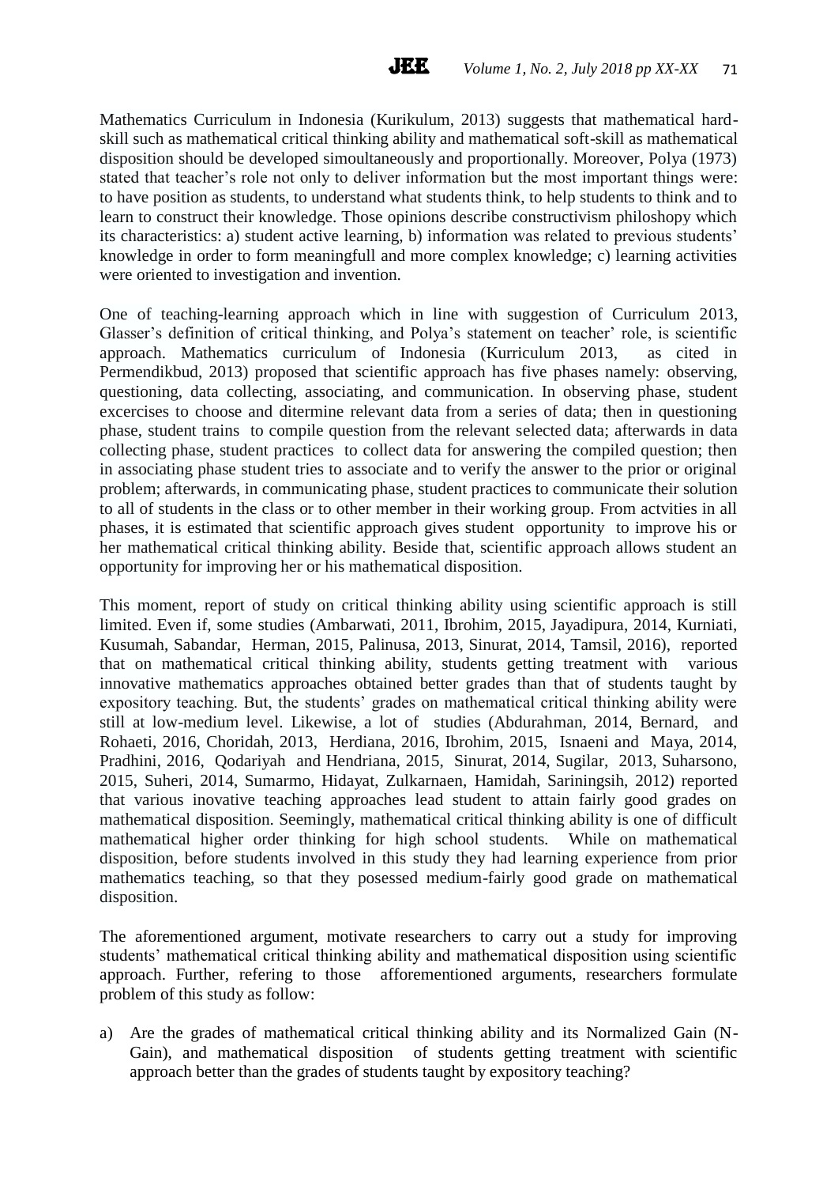Mathematics Curriculum in Indonesia (Kurikulum, 2013) suggests that mathematical hard-skill such as mathematical critical thinking ability and mathematical soft-skill as mathematical disposition should be developed simoultaneously and proportionally. Moreover, Polya (1973) stated that teacher's role not only to deliver information but the most important things were: to have position as students, to understand what students think, to help students to think and to learn to construct their knowledge. Those opinions describe constructivism philoshopy which its characteristics: a) student active learning, b) information was related to previous students' knowledge in order to form meaningfull and more complex knowledge; c) learning activities were oriented to investigation and invention.

One of teaching-learning approach which in line with suggestion of Curriculum 2013, Glasser's definition of critical thinking, and Polya's statement on teacher' role, is scientific approach. Mathematics curriculum of Indonesia (Kurriculum 2013, as cited in Permendikbud, 2013) proposed that scientific approach has five phases namely: observing, questioning, data collecting, associating, and communication. In observing phase, student excercises to choose and ditermine relevant data from a series of data; then in questioning phase, student trains to compile question from the relevant selected data; afterwards in data collecting phase, student practices to collect data for answering the compiled question; then in associating phase student tries to associate and to verify the answer to the prior or original problem; afterwards, in communicating phase, student practices to communicate their solution to all of students in the class or to other member in their working group. From actvities in all phases, it is estimated that scientific approach gives student opportunity to improve his or her mathematical critical thinking ability. Beside that, scientific approach allows student an opportunity for improving her or his mathematical disposition.

This moment, report of study on critical thinking ability using scientific approach is still limited. Even if, some studies (Ambarwati, 2011, Ibrohim, 2015, Jayadipura, 2014, Kurniati, Kusumah, Sabandar, Herman, 2015, Palinusa, 2013, Sinurat, 2014, Tamsil, 2016), reported that on mathematical critical thinking ability, students getting treatment with various innovative mathematics approaches obtained better grades than that of students taught by expository teaching. But, the students' grades on mathematical critical thinking ability were still at low-medium level. Likewise, a lot of studies (Abdurahman, 2014, Bernard, and Rohaeti, 2016, Choridah, 2013, Herdiana, 2016, Ibrohim, 2015, Isnaeni and Maya, 2014, Pradhini, 2016, Qodariyah and Hendriana, 2015, Sinurat, 2014, Sugilar, 2013, Suharsono, 2015, Suheri, 2014, Sumarmo, Hidayat, Zulkarnaen, Hamidah, Sariningsih, 2012) reported that various inovative teaching approaches lead student to attain fairly good grades on mathematical disposition. Seemingly, mathematical critical thinking ability is one of difficult mathematical higher order thinking for high school students. While on mathematical disposition, before students involved in this study they had learning experience from prior mathematics teaching, so that they posessed medium-fairly good grade on mathematical disposition.

The aforementioned argument, motivate researchers to carry out a study for improving students' mathematical critical thinking ability and mathematical disposition using scientific approach. Further, refering to those afforementioned arguments, researchers formulate problem of this study as follow:

a) Are the grades of mathematical critical thinking ability and its Normalized Gain (N-Gain), and mathematical disposition of students getting treatment with scientific approach better than the grades of students taught by expository teaching?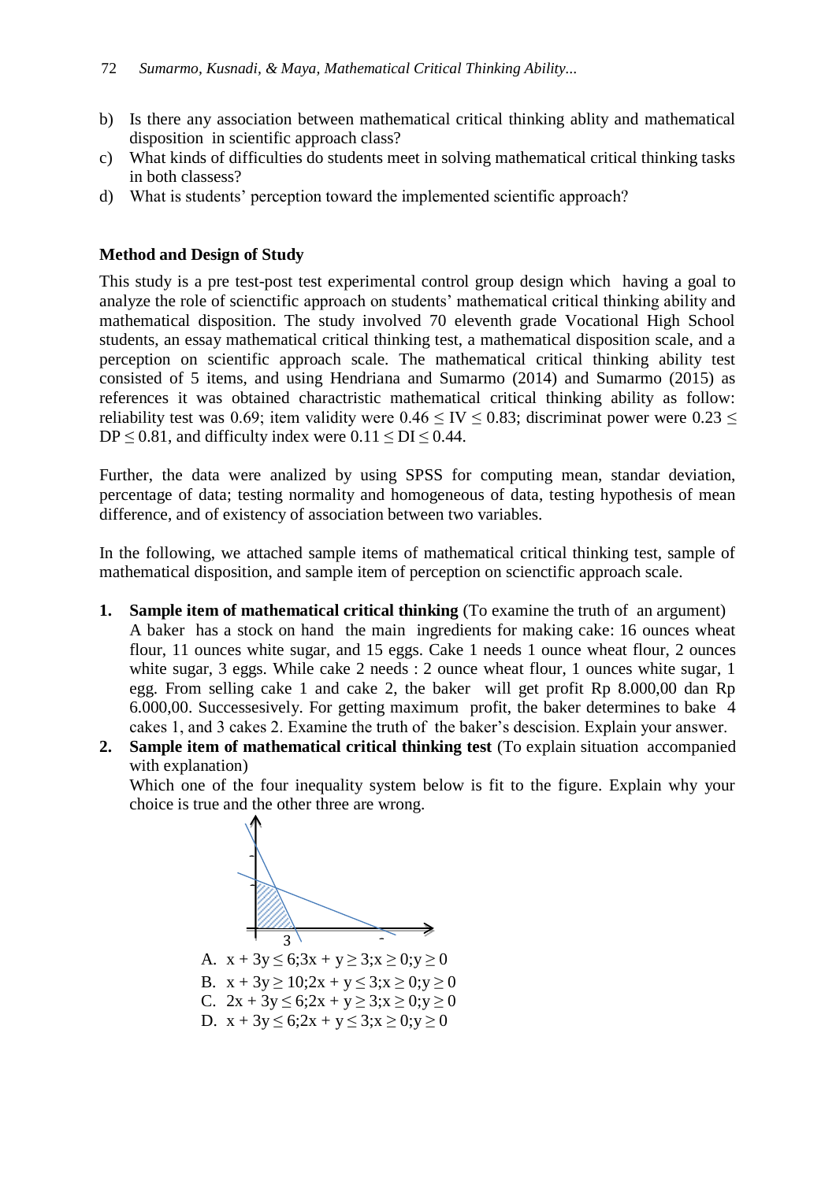b) Is there any association between mathematical critical thinking ablity and mathematical disposition in scientific approach class?
c) What kinds of difficulties do students meet in solving mathematical critical thinking tasks in both classess?
d) What is students' perception toward the implemented scientific approach?

## Method and Design of Study

This study is a pre test-post test experimental control group design which having a goal to analyze the role of scienctific approach on students' mathematical critical thinking ability and mathematical disposition. The study involved 70 eleventh grade Vocational High School students, an essay mathematical critical thinking test, a mathematical disposition scale, and a perception on scientific approach scale. The mathematical critical thinking ability test consisted of 5 items, and using Hendriana and Sumarmo (2014) and Sumarmo (2015) as references it was obtained charactristic mathematical critical thinking ability as follow: reliability test was 0.69; item validity were $0.46 \leq \text{IV} \leq 0.83$; discriminat power were $0.23 \leq \text{DP} \leq 0.81$, and difficulty index were $0.11 \leq \text{DI} \leq 0.44$.

Further, the data were analized by using SPSS for computing mean, standar deviation, percentage of data; testing normality and homogeneous of data, testing hypothesis of mean difference, and of existency of association between two variables.

In the following, we attached sample items of mathematical critical thinking test, sample of mathematical disposition, and sample item of perception on scienctific approach scale.

1. **Sample item of mathematical critical thinking** (To examine the truth of an argument)
   A baker has a stock on hand the main ingredients for making cake: 16 ounces wheat flour, 11 ounces white sugar, and 15 eggs. Cake 1 needs 1 ounce wheat flour, 2 ounces white sugar, 3 eggs. While cake 2 needs : 2 ounce wheat flour, 1 ounces white sugar, 1 egg. From selling cake 1 and cake 2, the baker will get profit Rp 8.000,00 dan Rp 6.000,00. Successesively. For getting maximum profit, the baker determines to bake 4 cakes 1, and 3 cakes 2. Examine the truth of the baker's descision. Explain your answer.
2. **Sample item of mathematical critical thinking test** (To explain situation accompanied with explanation)
   Which one of the four inequality system below is fit to the figure. Explain why your choice is true and the other three are wrong.

   A. $x + 3y \leq 6; 3x + y \geq 3; x \geq 0; y \geq 0$
   B. $x + 3y \geq 10; 2x + y \leq 3; x \geq 0; y \geq 0$
   C. $2x + 3y \leq 6; 2x + y \geq 3; x \geq 0; y \geq 0$
   D. $x + 3y \leq 6; 2x + y \leq 3; x \geq 0; y \geq 0$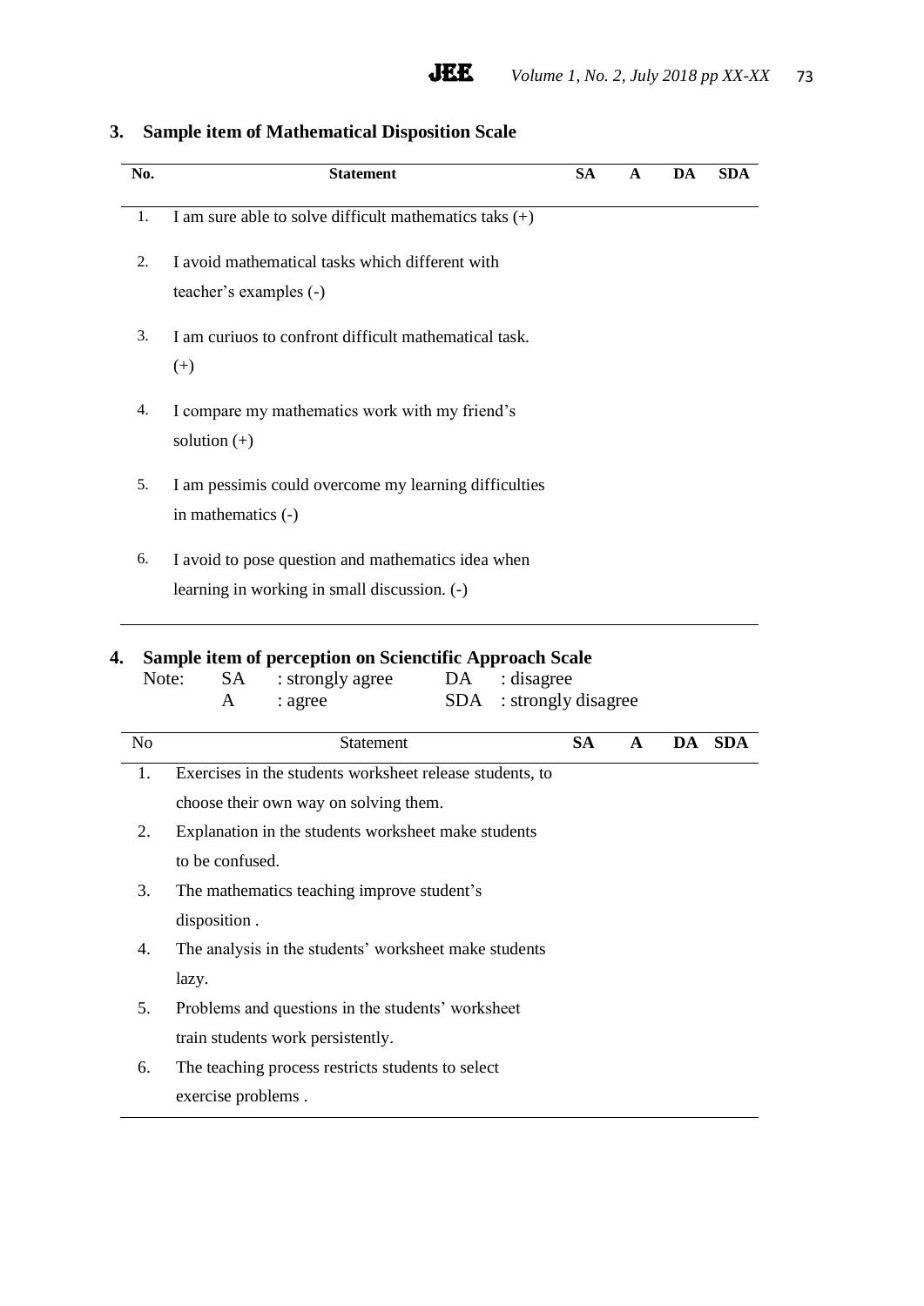### 3. Sample item of Mathematical Disposition Scale

| No. | Statement | SA | A | DA | SDA |
|---|---|---|---|---|---|
| 1. | I am sure able to solve difficult mathematics taks (+) | | | | |
| 2. | I avoid mathematical tasks which different with teacher's examples (-) | | | | |
| 3. | I am curiuos to confront difficult mathematical task. (+) | | | | |
| 4. | I compare my mathematics work with my friend's solution (+) | | | | |
| 5. | I am pessimis could overcome my learning difficulties in mathematics (-) | | | | |
| 6. | I avoid to pose question and mathematics idea when learning in working in small discussion. (-) | | | | |

### 4. Sample item of perception on Scienctific Approach Scale

Note: SA : strongly agree DA : disagree
A : agree SDA : strongly disagree

| No | Statement | SA | A | DA | SDA |
|---|---|---|---|---|---|
| 1. | Exercises in the students worksheet release students, to choose their own way on solving them. | | | | |
| 2. | Explanation in the students worksheet make students to be confused. | | | | |
| 3. | The mathematics teaching improve student's disposition . | | | | |
| 4. | The analysis in the students' worksheet make students lazy. | | | | |
| 5. | Problems and questions in the students' worksheet train students work persistently. | | | | |
| 6. | The teaching process restricts students to select exercise problems . | | | | |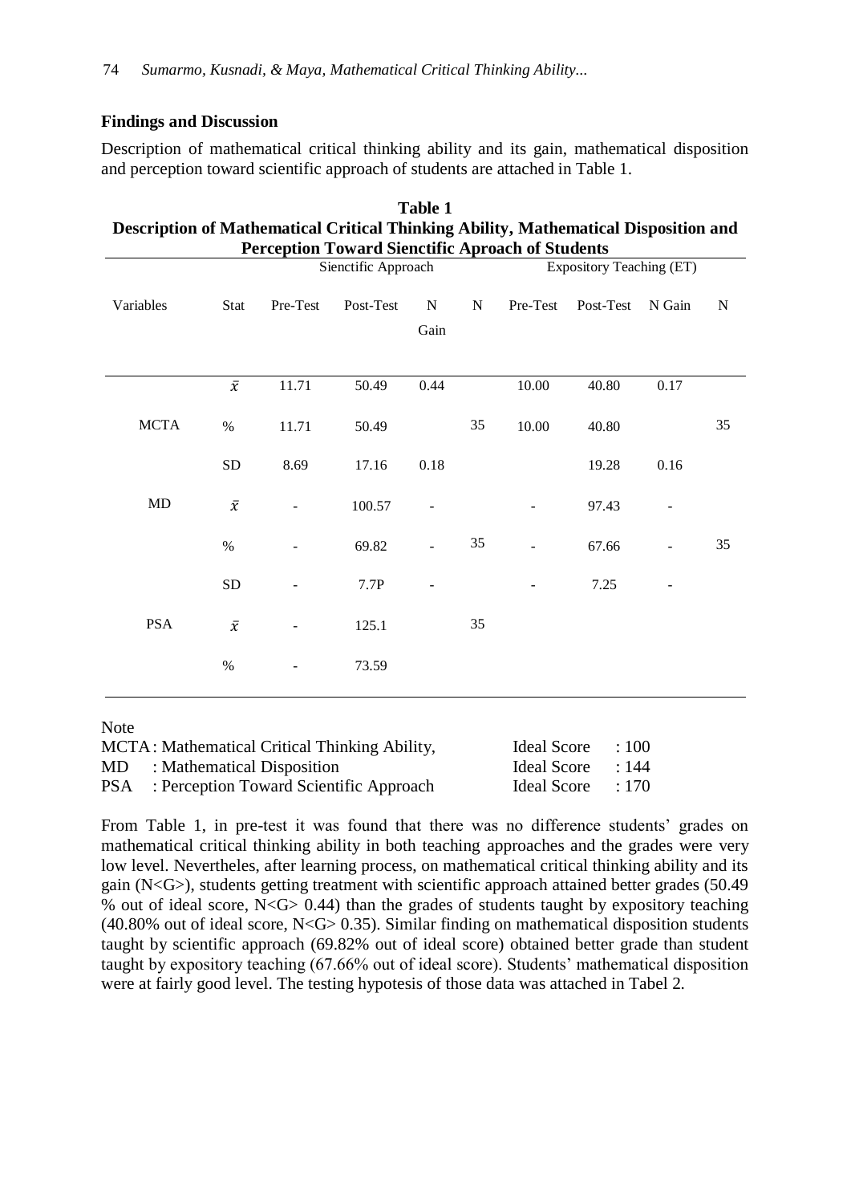## Findings and Discussion

Description of mathematical critical thinking ability and its gain, mathematical disposition and perception toward scientific approach of students are attached in Table 1.

**Table 1**
**Description of Mathematical Critical Thinking Ability, Mathematical Disposition and Perception Toward Sienctific Aproach of Students**

| Variables | Stat | Sienctific Approach | | | | Expository Teaching (ET) | | | |
|---|---|---|---|---|---|---|---|---|---|
| | | Pre-Test | Post-Test | N Gain | N | Pre-Test | Post-Test | N Gain | N |
| MCTA | $\bar{x}$ | 11.71 | 50.49 | 0.44 | | 10.00 | 40.80 | 0.17 | |
| | % | 11.71 | 50.49 | | 35 | 10.00 | 40.80 | | 35 |
| | SD | 8.69 | 17.16 | 0.18 | | | 19.28 | 0.16 | |
| MD | $\bar{x}$ | - | 100.57 | - | | - | 97.43 | - | |
| | % | - | 69.82 | - | 35 | - | 67.66 | - | 35 |
| | SD | - | 7.7P | - | | - | 7.25 | - | |
| PSA | $\bar{x}$ | - | 125.1 | | 35 | | | | |
| | % | - | 73.59 | | | | | | |

Note

MCTA : Mathematical Critical Thinking Ability, Ideal Score : 100
MD : Mathematical Disposition Ideal Score : 144
PSA : Perception Toward Scientific Approach Ideal Score : 170

From Table 1, in pre-test it was found that there was no difference students' grades on mathematical critical thinking ability in both teaching approaches and the grades were very low level. Nevertheles, after learning process, on mathematical critical thinking ability and its gain (N<G>), students getting treatment with scientific approach attained better grades (50.49 % out of ideal score, N<G> 0.44) than the grades of students taught by expository teaching (40.80% out of ideal score, N<G> 0.35). Similar finding on mathematical disposition students taught by scientific approach (69.82% out of ideal score) obtained better grade than student taught by expository teaching (67.66% out of ideal score). Students' mathematical disposition were at fairly good level. The testing hypotesis of those data was attached in Tabel 2.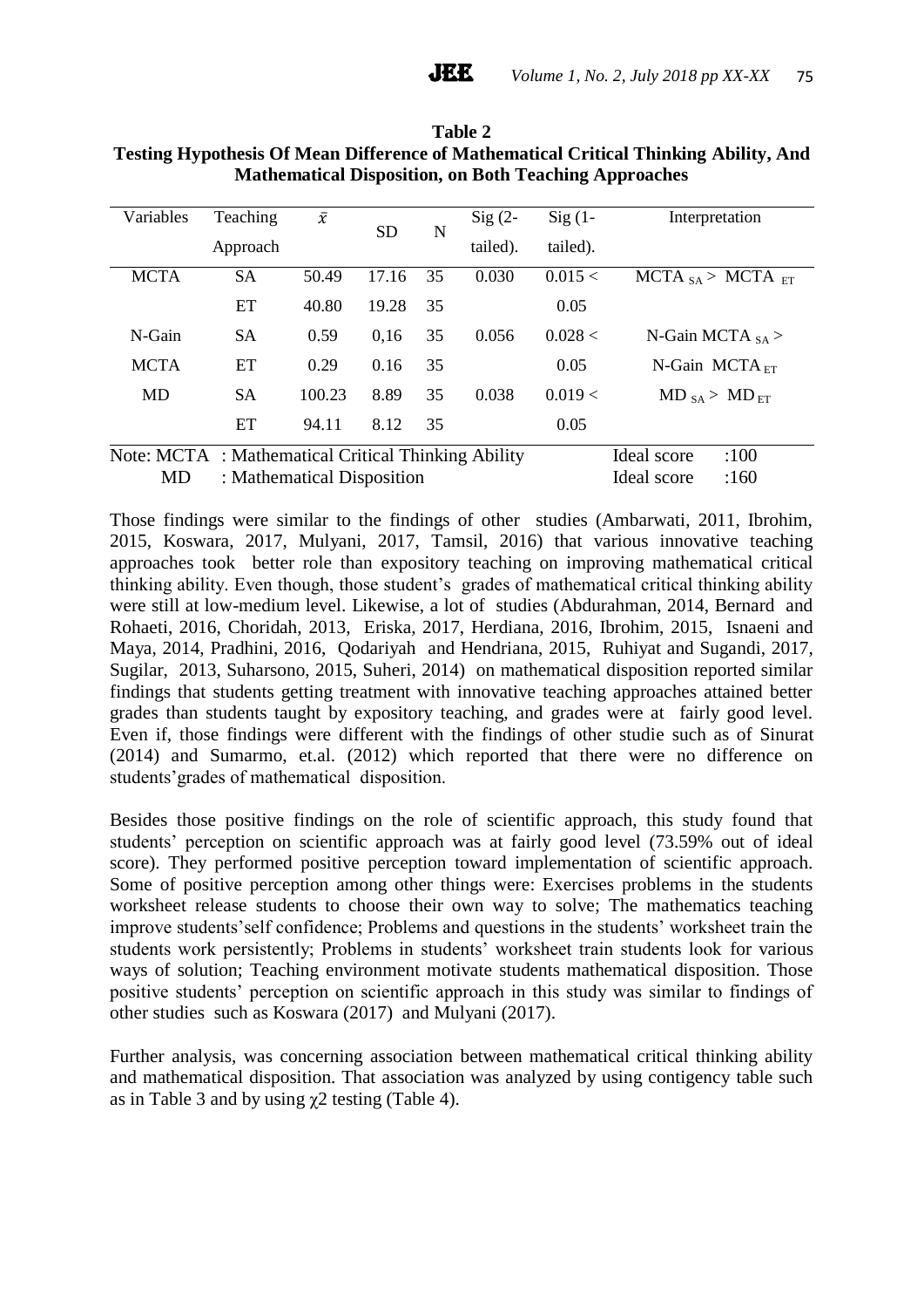**Table 2**
**Testing Hypothesis Of Mean Difference of Mathematical Critical Thinking Ability, And Mathematical Disposition, on Both Teaching Approaches**

| Variables | Teaching Approach | $\bar{x}$ | SD | N | Sig (2-tailed). | Sig (1-tailed). | Interpretation |
|---|---|---|---|---|---|---|---|
| MCTA | SA | 50.49 | 17.16 | 35 | 0.030 | 0.015 < | $MCTA_{SA} > MCTA_{ET}$ |
| | ET | 40.80 | 19.28 | 35 | | 0.05 | |
| N-Gain | SA | 0.59 | 0,16 | 35 | 0.056 | 0.028 < | N-Gain $MCTA_{SA} >$ |
| MCTA | ET | 0.29 | 0.16 | 35 | | 0.05 | N-Gain $MCTA_{ET}$ |
| MD | SA | 100.23 | 8.89 | 35 | 0.038 | 0.019 < | $MD_{SA} > MD_{ET}$ |
| | ET | 94.11 | 8.12 | 35 | | 0.05 | |

Note: MCTA : Mathematical Critical Thinking Ability — Ideal score :100
MD : Mathematical Disposition — Ideal score :160

Those findings were similar to the findings of other studies (Ambarwati, 2011, Ibrohim, 2015, Koswara, 2017, Mulyani, 2017, Tamsil, 2016) that various innovative teaching approaches took better role than expository teaching on improving mathematical critical thinking ability. Even though, those student's grades of mathematical critical thinking ability were still at low-medium level. Likewise, a lot of studies (Abdurahman, 2014, Bernard and Rohaeti, 2016, Choridah, 2013, Eriska, 2017, Herdiana, 2016, Ibrohim, 2015, Isnaeni and Maya, 2014, Pradhini, 2016, Qodariyah and Hendriana, 2015, Ruhiyat and Sugandi, 2017, Sugilar, 2013, Suharsono, 2015, Suheri, 2014) on mathematical disposition reported similar findings that students getting treatment with innovative teaching approaches attained better grades than students taught by expository teaching, and grades were at fairly good level. Even if, those findings were different with the findings of other studie such as of Sinurat (2014) and Sumarmo, et.al. (2012) which reported that there were no difference on students'grades of mathematical disposition.

Besides those positive findings on the role of scientific approach, this study found that students' perception on scientific approach was at fairly good level (73.59% out of ideal score). They performed positive perception toward implementation of scientific approach. Some of positive perception among other things were: Exercises problems in the students worksheet release students to choose their own way to solve; The mathematics teaching improve students'self confidence; Problems and questions in the students' worksheet train the students work persistently; Problems in students' worksheet train students look for various ways of solution; Teaching environment motivate students mathematical disposition. Those positive students' perception on scientific approach in this study was similar to findings of other studies such as Koswara (2017) and Mulyani (2017).

Further analysis, was concerning association between mathematical critical thinking ability and mathematical disposition. That association was analyzed by using contigency table such as in Table 3 and by using $\chi 2$ testing (Table 4).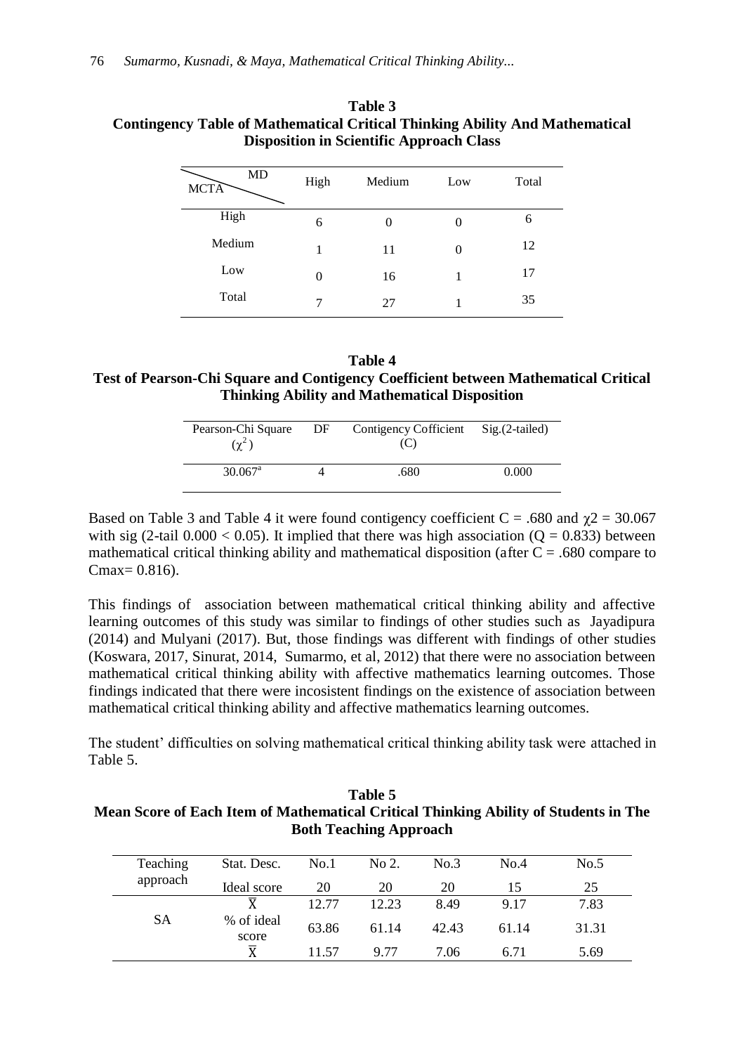**Table 3**
**Contingency Table of Mathematical Critical Thinking Ability And Mathematical Disposition in Scientific Approach Class**

| MCTA \ MD | High | Medium | Low | Total |
|---|---|---|---|---|
| High | 6 | 0 | 0 | 6 |
| Medium | 1 | 11 | 0 | 12 |
| Low | 0 | 16 | 1 | 17 |
| Total | 7 | 27 | 1 | 35 |

**Table 4**
**Test of Pearson-Chi Square and Contigency Coefficient between Mathematical Critical Thinking Ability and Mathematical Disposition**

| Pearson-Chi Square ($\chi^2$) | DF | Contigency Cofficient (C) | Sig.(2-tailed) |
|---|---|---|---|
| 30.067[a] | 4 | .680 | 0.000 |

Based on Table 3 and Table 4 it were found contigency coefficient C = .680 and $\chi 2 = 30.067$ with sig (2-tail $0.000 < 0.05$). It implied that there was high association (Q = 0.833) between mathematical critical thinking ability and mathematical disposition (after C = .680 compare to Cmax= 0.816).

This findings of association between mathematical critical thinking ability and affective learning outcomes of this study was similar to findings of other studies such as Jayadipura (2014) and Mulyani (2017). But, those findings was different with findings of other studies (Koswara, 2017, Sinurat, 2014, Sumarmo, et al, 2012) that there were no association between mathematical critical thinking ability with affective mathematics learning outcomes. Those findings indicated that there were incosistent findings on the existence of association between mathematical critical thinking ability and affective mathematics learning outcomes.

The student' difficulties on solving mathematical critical thinking ability task were attached in Table 5.

**Table 5**
**Mean Score of Each Item of Mathematical Critical Thinking Ability of Students in The Both Teaching Approach**

| Teaching approach | Stat. Desc. | No.1 | No 2. | No.3 | No.4 | No.5 |
|---|---|---|---|---|---|---|
| | Ideal score | 20 | 20 | 20 | 15 | 25 |
| SA | $\bar{X}$ | 12.77 | 12.23 | 8.49 | 9.17 | 7.83 |
| | % of ideal score | 63.86 | 61.14 | 42.43 | 61.14 | 31.31 |
| | $\bar{X}$ | 11.57 | 9.77 | 7.06 | 6.71 | 5.69 |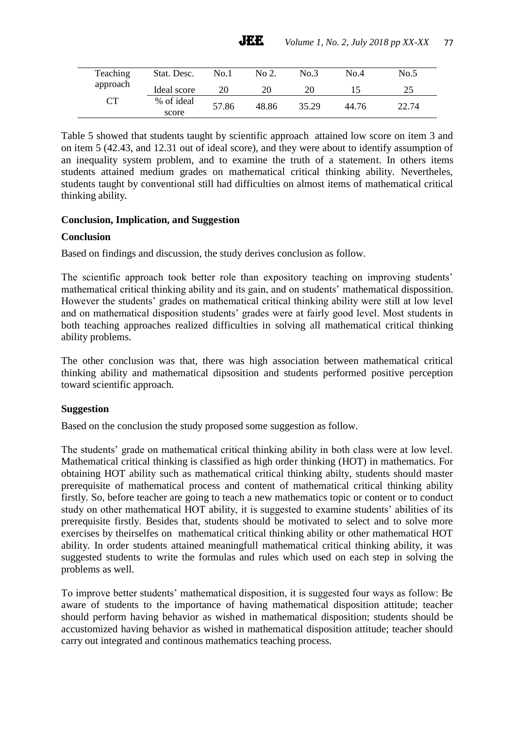| Teaching approach | Stat. Desc. | No.1 | No 2. | No.3 | No.4 | No.5 |
|---|---|---|---|---|---|---|
| | Ideal score | 20 | 20 | 20 | 15 | 25 |
| CT | % of ideal score | 57.86 | 48.86 | 35.29 | 44.76 | 22.74 |

Table 5 showed that students taught by scientific approach attained low score on item 3 and on item 5 (42.43, and 12.31 out of ideal score), and they were about to identify assumption of an inequality system problem, and to examine the truth of a statement. In others items students attained medium grades on mathematical critical thinking ability. Neverthetes, students taught by conventional still had difficulties on almost items of mathematical critical thinking ability.

## Conclusion, Implication, and Suggestion

### Conclusion

Based on findings and discussion, the study derives conclusion as follow.

The scientific approach took better role than expository teaching on improving students' mathematical critical thinking ability and its gain, and on students' mathematical dispossition. However the students' grades on mathematical critical thinking ability were still at low level and on mathematical disposition students' grades were at fairly good level. Most students in both teaching approaches realized difficulties in solving all mathematical critical thinking ability problems.

The other conclusion was that, there was high association between mathematical critical thinking ability and mathematical dipsosition and students performed positive perception toward scientific approach.

### Suggestion

Based on the conclusion the study proposed some suggestion as follow.

The students' grade on mathematical critical thinking ability in both class were at low level. Mathematical critical thinking is classified as high order thinking (HOT) in mathematics. For obtaining HOT ability such as mathematical critical thinking abilty, students should master prerequisite of mathematical process and content of mathematical critical thinking ability firstly. So, before teacher are going to teach a new mathematics topic or content or to conduct study on other mathematical HOT ability, it is suggested to examine students' abilities of its prerequisite firstly. Besides that, students should be motivated to select and to solve more exercises by theirselfes on mathematical critical thinking ability or other mathematical HOT ability. In order students attained meaningfull mathematical critical thinking ability, it was suggested students to write the formulas and rules which used on each step in solving the problems as well.

To improve better students' mathematical disposition, it is suggested four ways as follow: Be aware of students to the importance of having mathematical disposition attitude; teacher should perform having behavior as wished in mathematical disposition; students should be accustomized having behavior as wished in mathematical disposition attitude; teacher should carry out integrated and continous mathematics teaching process.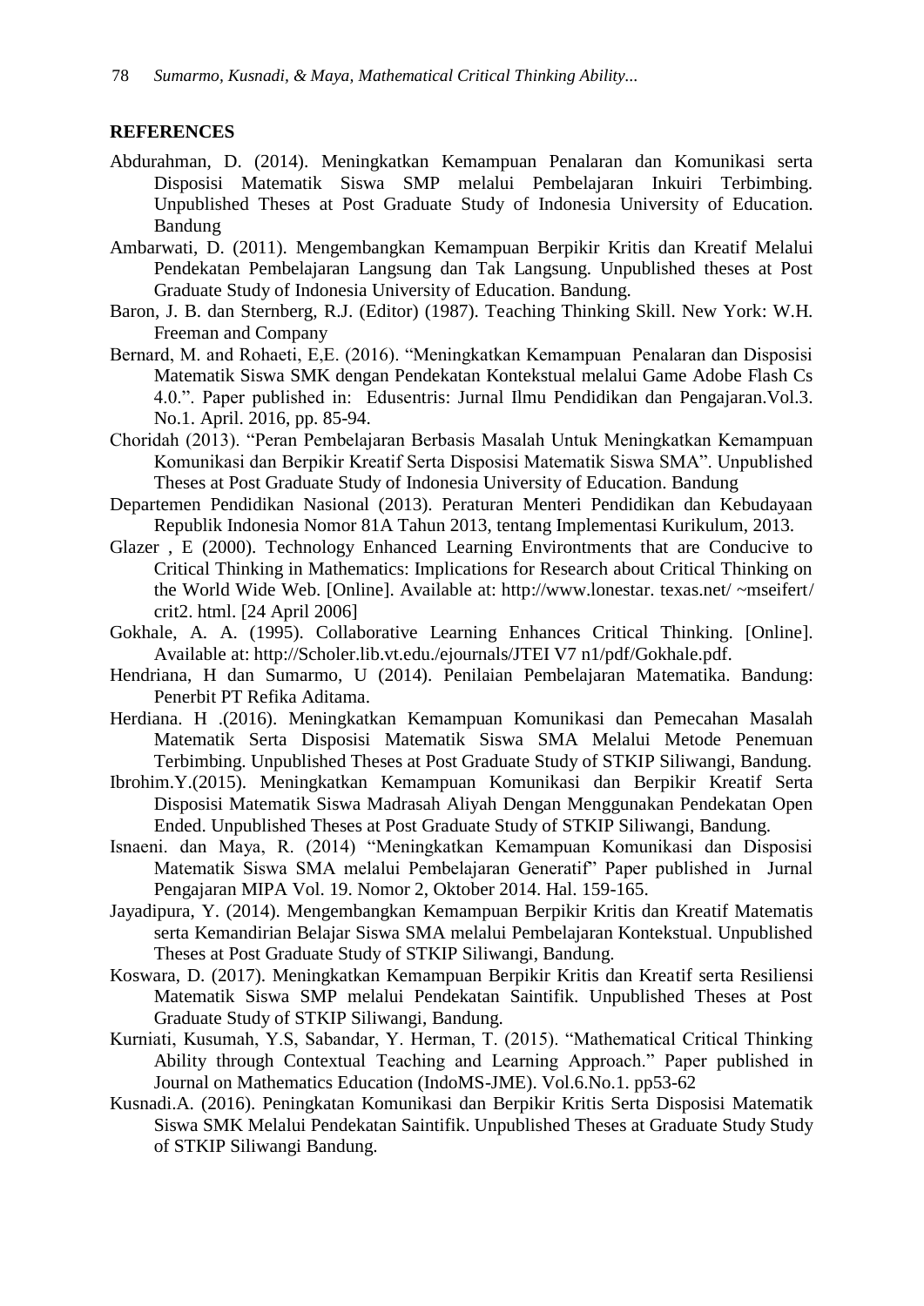## REFERENCES

Abdurahman, D. (2014). Meningkatkan Kemampuan Penalaran dan Komunikasi serta Disposisi Matematik Siswa SMP melalui Pembelajaran Inkuiri Terbimbing. Unpublished Theses at Post Graduate Study of Indonesia University of Education. Bandung

Ambarwati, D. (2011). Mengembangkan Kemampuan Berpikir Kritis dan Kreatif Melalui Pendekatan Pembelajaran Langsung dan Tak Langsung. Unpublished theses at Post Graduate Study of Indonesia University of Education. Bandung.

Baron, J. B. dan Sternberg, R.J. (Editor) (1987). Teaching Thinking Skill. New York: W.H. Freeman and Company

Bernard, M. and Rohaeti, E,E. (2016). "Meningkatkan Kemampuan Penalaran dan Disposisi Matematik Siswa SMK dengan Pendekatan Kontekstual melalui Game Adobe Flash Cs 4.0.". Paper published in: Edusentris: Jurnal Ilmu Pendidikan dan Pengajaran.Vol.3. No.1. April. 2016, pp. 85-94.

Choridah (2013). "Peran Pembelajaran Berbasis Masalah Untuk Meningkatkan Kemampuan Komunikasi dan Berpikir Kreatif Serta Disposisi Matematik Siswa SMA". Unpublished Theses at Post Graduate Study of Indonesia University of Education. Bandung

Departemen Pendidikan Nasional (2013). Peraturan Menteri Pendidikan dan Kebudayaan Republik Indonesia Nomor 81A Tahun 2013, tentang Implementasi Kurikulum, 2013.

Glazer , E (2000). Technology Enhanced Learning Environtments that are Conducive to Critical Thinking in Mathematics: Implications for Research about Critical Thinking on the World Wide Web. [Online]. Available at: http://www.lonestar. texas.net/ ~mseifert/ crit2. html. [24 April 2006]

Gokhale, A. A. (1995). Collaborative Learning Enhances Critical Thinking. [Online]. Available at: http://Scholer.lib.vt.edu./ejournals/JTEI V7 n1/pdf/Gokhale.pdf.

Hendriana, H dan Sumarmo, U (2014). Penilaian Pembelajaran Matematika. Bandung: Penerbit PT Refika Aditama.

Herdiana. H .(2016). Meningkatkan Kemampuan Komunikasi dan Pemecahan Masalah Matematik Serta Disposisi Matematik Siswa SMA Melalui Metode Penemuan Terbimbing. Unpublished Theses at Post Graduate Study of STKIP Siliwangi, Bandung.

Ibrohim.Y.(2015). Meningkatkan Kemampuan Komunikasi dan Berpikir Kreatif Serta Disposisi Matematik Siswa Madrasah Aliyah Dengan Menggunakan Pendekatan Open Ended. Unpublished Theses at Post Graduate Study of STKIP Siliwangi, Bandung.

Isnaeni. dan Maya, R. (2014) "Meningkatkan Kemampuan Komunikasi dan Disposisi Matematik Siswa SMA melalui Pembelajaran Generatif" Paper published in Jurnal Pengajaran MIPA Vol. 19. Nomor 2, Oktober 2014. Hal. 159-165.

Jayadipura, Y. (2014). Mengembangkan Kemampuan Berpikir Kritis dan Kreatif Matematis serta Kemandirian Belajar Siswa SMA melalui Pembelajaran Kontekstual. Unpublished Theses at Post Graduate Study of STKIP Siliwangi, Bandung.

Koswara, D. (2017). Meningkatkan Kemampuan Berpikir Kritis dan Kreatif serta Resiliensi Matematik Siswa SMP melalui Pendekatan Saintifik. Unpublished Theses at Post Graduate Study of STKIP Siliwangi, Bandung.

Kurniati, Kusumah, Y.S, Sabandar, Y. Herman, T. (2015). "Mathematical Critical Thinking Ability through Contextual Teaching and Learning Approach." Paper published in Journal on Mathematics Education (IndoMS-JME). Vol.6.No.1. pp53-62

Kusnadi.A. (2016). Peningkatan Komunikasi dan Berpikir Kritis Serta Disposisi Matematik Siswa SMK Melalui Pendekatan Saintifik. Unpublished Theses at Graduate Study Study of STKIP Siliwangi Bandung.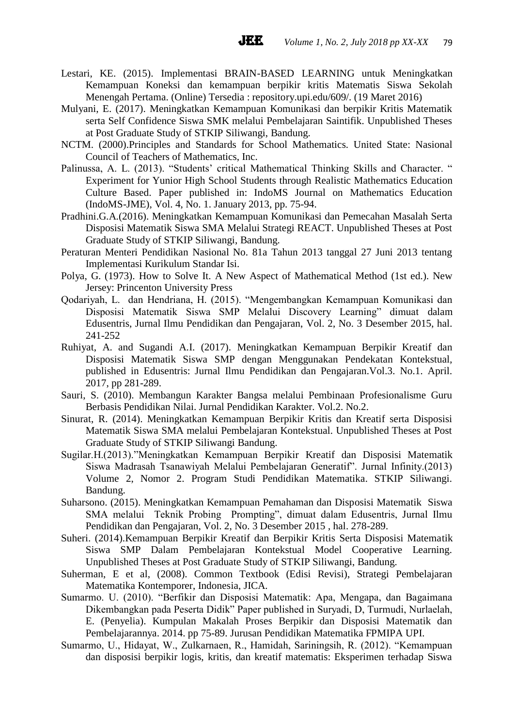Lestari, KE. (2015). Implementasi BRAIN-BASED LEARNING untuk Meningkatkan Kemampuan Koneksi dan kemampuan berpikir kritis Matematis Siswa Sekolah Menengah Pertama. (Online) Tersedia : repository.upi.edu/609/. (19 Maret 2016)

Mulyani, E. (2017). Meningkatkan Kemampuan Komunikasi dan berpikir Kritis Matematik serta Self Confidence Siswa SMK melalui Pembelajaran Saintifik. Unpublished Theses at Post Graduate Study of STKIP Siliwangi, Bandung.

NCTM. (2000).Principles and Standards for School Mathematics. United State: Nasional Council of Teachers of Mathematics, Inc.

Palinussa, A. L. (2013). "Students' critical Mathematical Thinking Skills and Character. " Experiment for Yunior High School Students through Realistic Mathematics Education Culture Based. Paper published in: IndoMS Journal on Mathematics Education (IndoMS-JME), Vol. 4, No. 1. January 2013, pp. 75-94.

Pradhini.G.A.(2016). Meningkatkan Kemampuan Komunikasi dan Pemecahan Masalah Serta Disposisi Matematik Siswa SMA Melalui Strategi REACT. Unpublished Theses at Post Graduate Study of STKIP Siliwangi, Bandung.

Peraturan Menteri Pendidikan Nasional No. 81a Tahun 2013 tanggal 27 Juni 2013 tentang Implementasi Kurikulum Standar Isi.

Polya, G. (1973). How to Solve It. A New Aspect of Mathematical Method (1st ed.). New Jersey: Princenton University Press

Qodariyah, L. dan Hendriana, H. (2015). "Mengembangkan Kemampuan Komunikasi dan Disposisi Matematik Siswa SMP Melalui Discovery Learning" dimuat dalam Edusentris, Jurnal Ilmu Pendidikan dan Pengajaran, Vol. 2, No. 3 Desember 2015, hal. 241-252

Ruhiyat, A. and Sugandi A.I. (2017). Meningkatkan Kemampuan Berpikir Kreatif dan Disposisi Matematik Siswa SMP dengan Menggunakan Pendekatan Kontekstual, published in Edusentris: Jurnal Ilmu Pendidikan dan Pengajaran.Vol.3. No.1. April. 2017, pp 281-289.

Sauri, S. (2010). Membangun Karakter Bangsa melalui Pembinaan Profesionalisme Guru Berbasis Pendidikan Nilai. Jurnal Pendidikan Karakter. Vol.2. No.2.

Sinurat, R. (2014). Meningkatkan Kemampuan Berpikir Kritis dan Kreatif serta Disposisi Matematik Siswa SMA melalui Pembelajaran Kontekstual. Unpublished Theses at Post Graduate Study of STKIP Siliwangi Bandung.

Sugilar.H.(2013)."Meningkatkan Kemampuan Berpikir Kreatif dan Disposisi Matematik Siswa Madrasah Tsanawiyah Melalui Pembelajaran Generatif". Jurnal Infinity.(2013) Volume 2, Nomor 2. Program Studi Pendidikan Matematika. STKIP Siliwangi. Bandung.

Suharsono. (2015). Meningkatkan Kemampuan Pemahaman dan Disposisi Matematik Siswa SMA melalui Teknik Probing Prompting", dimuat dalam Edusentris, Jurnal Ilmu Pendidikan dan Pengajaran, Vol. 2, No. 3 Desember 2015 , hal. 278-289.

Suheri. (2014).Kemampuan Berpikir Kreatif dan Berpikir Kritis Serta Disposisi Matematik Siswa SMP Dalam Pembelajaran Kontekstual Model Cooperative Learning. Unpublished Theses at Post Graduate Study of STKIP Siliwangi, Bandung.

Suherman, E et al, (2008). Common Textbook (Edisi Revisi), Strategi Pembelajaran Matematika Kontemporer, Indonesia, JICA.

Sumarmo. U. (2010). "Berfikir dan Disposisi Matematik: Apa, Mengapa, dan Bagaimana Dikembangkan pada Peserta Didik" Paper published in Suryadi, D, Turmudi, Nurlaelah, E. (Penyelia). Kumpulan Makalah Proses Berpikir dan Disposisi Matematik dan Pembelajarannya. 2014. pp 75-89. Jurusan Pendidikan Matematika FPMIPA UPI.

Sumarmo, U., Hidayat, W., Zulkarnaen, R., Hamidah, Sariningsih, R. (2012). "Kemampuan dan disposisi berpikir logis, kritis, dan kreatif matematis: Eksperimen terhadap Siswa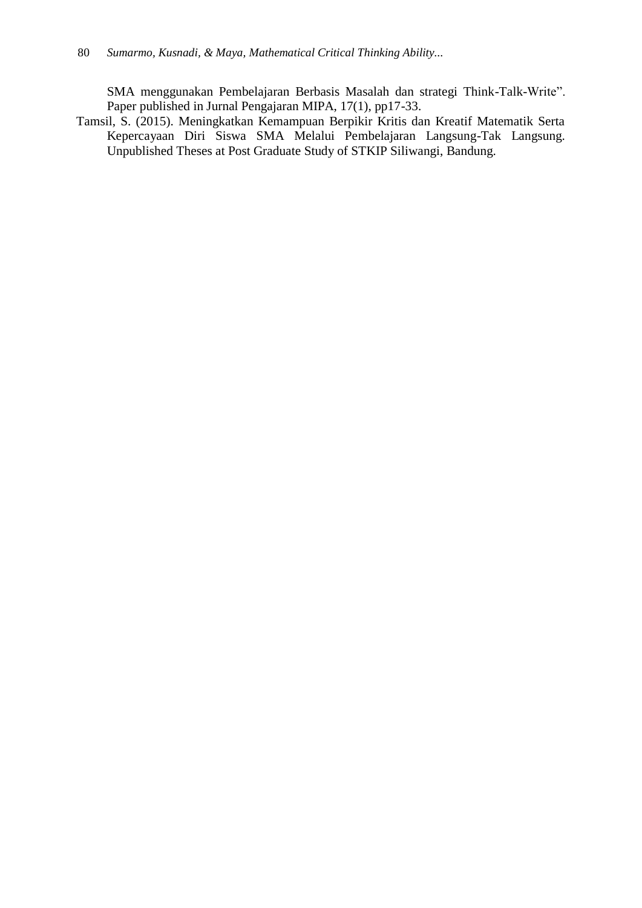SMA menggunakan Pembelajaran Berbasis Masalah dan strategi Think-Talk-Write". Paper published in Jurnal Pengajaran MIPA, 17(1), pp17-33.

Tamsil, S. (2015). Meningkatkan Kemampuan Berpikir Kritis dan Kreatif Matematik Serta Kepercayaan Diri Siswa SMA Melalui Pembelajaran Langsung-Tak Langsung. Unpublished Theses at Post Graduate Study of STKIP Siliwangi, Bandung.